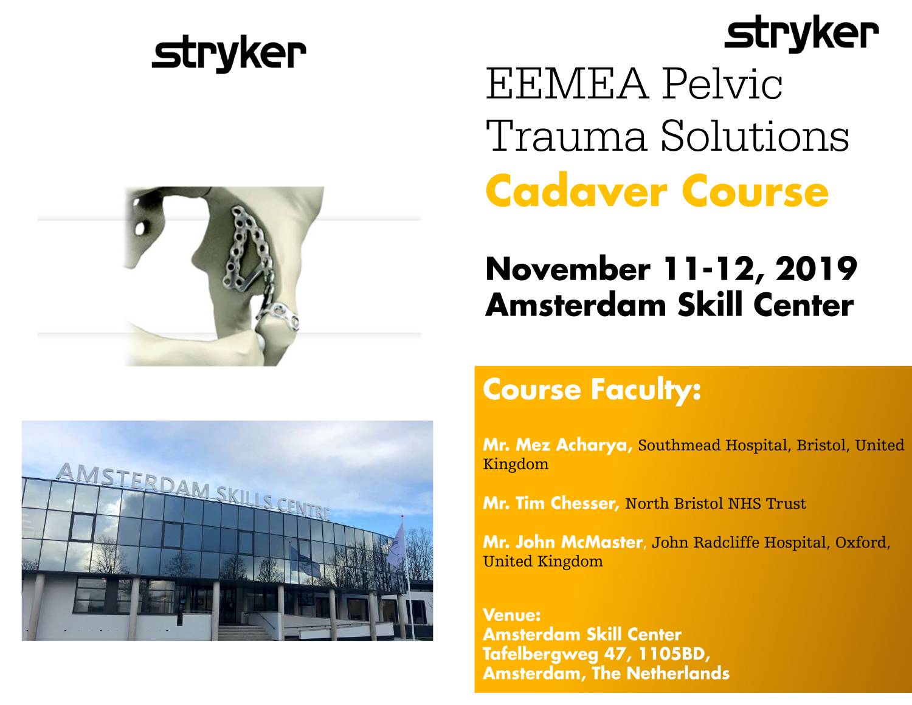stryker

stryker

# EEMEA Pelvic Trauma Solutions

## Cadaver Course

**November 11-12, 2019**
**Amsterdam Skill Center**

## Course Faculty:

**Mr. Mez Acharya,** Southmead Hospital, Bristol, United Kingdom

**Mr. Tim Chesser,** North Bristol NHS Trust

**Mr. John McMaster**, John Radcliffe Hospital, Oxford, United Kingdom

**Venue:**
**Amsterdam Skill Center**
**Tafelbergweg 47, 1105BD,**
**Amsterdam, The Netherlands**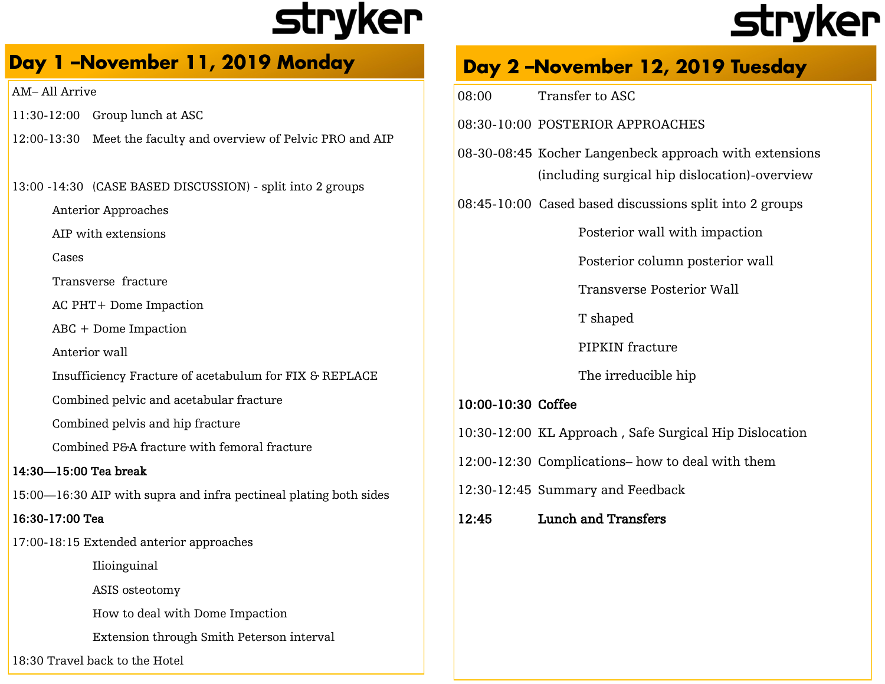stryker

## Day 1 –November 11, 2019 Monday

AM– All Arrive

11:30-12:00 Group lunch at ASC

12:00-13:30 Meet the faculty and overview of Pelvic PRO and AIP

13:00 -14:30 (CASE BASED DISCUSSION) - split into 2 groups

- Anterior Approaches
- AIP with extensions
- Cases
- Transverse fracture
- AC PHT+ Dome Impaction
- ABC + Dome Impaction
- Anterior wall
- Insufficiency Fracture of acetabulum for FIX & REPLACE
- Combined pelvic and acetabular fracture
- Combined pelvis and hip fracture
- Combined P&A fracture with femoral fracture

**14:30—15:00 Tea break**

15:00—16:30 AIP with supra and infra pectineal plating both sides

**16:30-17:00 Tea**

17:00-18:15 Extended anterior approaches

- Ilioinguinal
- ASIS osteotomy
- How to deal with Dome Impaction
- Extension through Smith Peterson interval

18:30 Travel back to the Hotel

stryker

## Day 2 –November 12, 2019 Tuesday

08:00 Transfer to ASC

08:30-10:00 POSTERIOR APPROACHES

08-30-08:45 Kocher Langenbeck approach with extensions (including surgical hip dislocation)-overview

08:45-10:00 Cased based discussions split into 2 groups

- Posterior wall with impaction
- Posterior column posterior wall
- Transverse Posterior Wall
- T shaped
- PIPKIN fracture
- The irreducible hip

**10:00-10:30 Coffee**

10:30-12:00 KL Approach , Safe Surgical Hip Dislocation

12:00-12:30 Complications– how to deal with them

12:30-12:45 Summary and Feedback

**12:45 Lunch and Transfers**